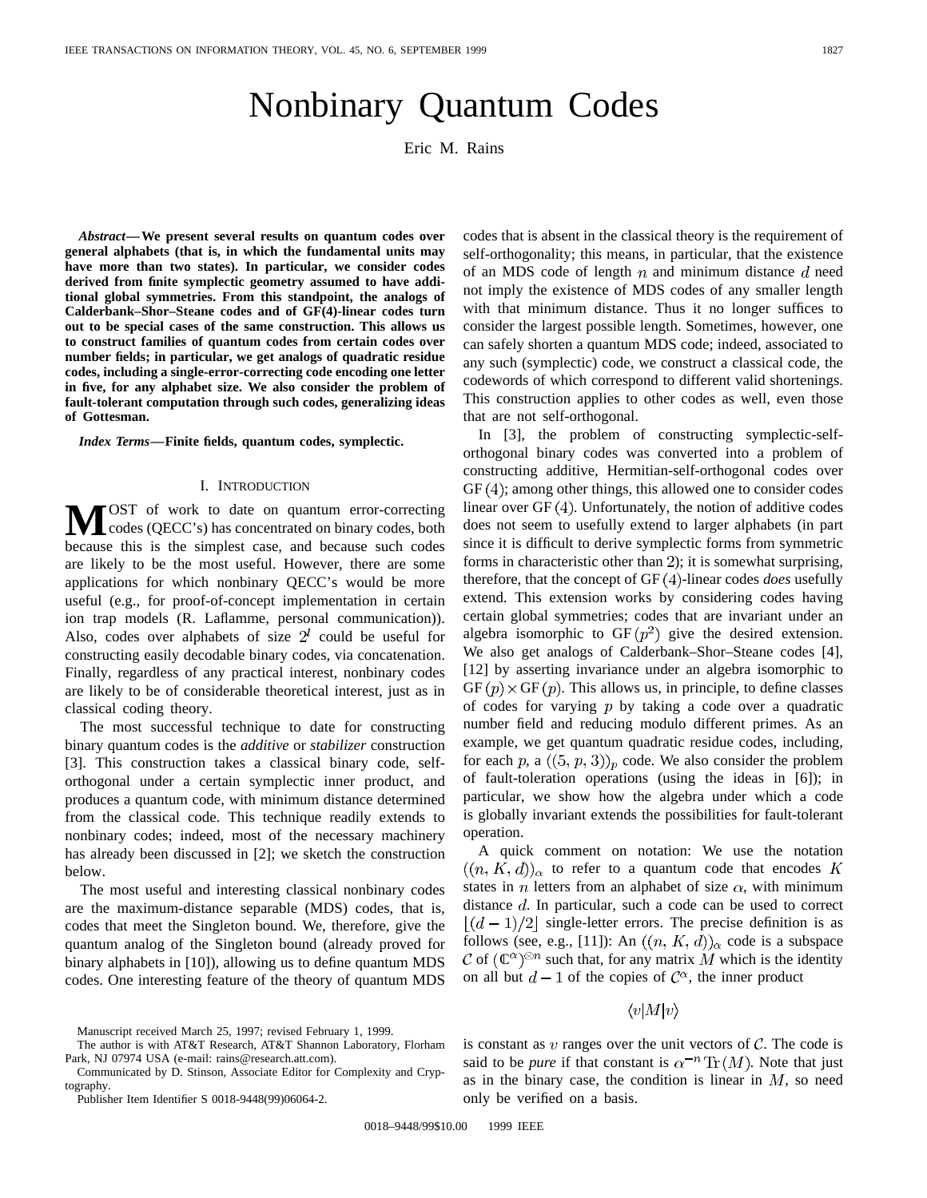# Nonbinary Quantum Codes

Eric M. Rains

***Abstract*—We present several results on quantum codes over general alphabets (that is, in which the fundamental units may have more than two states). In particular, we consider codes derived from finite symplectic geometry assumed to have additional global symmetries. From this standpoint, the analogs of Calderbank–Shor–Steane codes and of GF(4)-linear codes turn out to be special cases of the same construction. This allows us to construct families of quantum codes from certain codes over number fields; in particular, we get analogs of quadratic residue codes, including a single-error-correcting code encoding one letter in five, for any alphabet size. We also consider the problem of fault-tolerant computation through such codes, generalizing ideas of Gottesman.**

***Index Terms*—Finite fields, quantum codes, symplectic.**

## I. Introduction

Most of work to date on quantum error-correcting codes (QECC's) has concentrated on binary codes, both because this is the simplest case, and because such codes are likely to be the most useful. However, there are some applications for which nonbinary QECC's would be more useful (e.g., for proof-of-concept implementation in certain ion trap models (R. Laflamme, personal communication)). Also, codes over alphabets of size $2^l$ could be useful for constructing easily decodable binary codes, via concatenation. Finally, regardless of any practical interest, nonbinary codes are likely to be of considerable theoretical interest, just as in classical coding theory.

The most successful technique to date for constructing binary quantum codes is the *additive* or *stabilizer* construction [3]. This construction takes a classical binary code, self-orthogonal under a certain symplectic inner product, and produces a quantum code, with minimum distance determined from the classical code. This technique readily extends to nonbinary codes; indeed, most of the necessary machinery has already been discussed in [2]; we sketch the construction below.

The most useful and interesting classical nonbinary codes are the maximum-distance separable (MDS) codes, that is, codes that meet the Singleton bound. We, therefore, give the quantum analog of the Singleton bound (already proved for binary alphabets in [10]), allowing us to define quantum MDS codes. One interesting feature of the theory of quantum MDS codes that is absent in the classical theory is the requirement of self-orthogonality; this means, in particular, that the existence of an MDS code of length $n$ and minimum distance $d$ need not imply the existence of MDS codes of any smaller length with that minimum distance. Thus it no longer suffices to consider the largest possible length. Sometimes, however, one can safely shorten a quantum MDS code; indeed, associated to any such (symplectic) code, we construct a classical code, the codewords of which correspond to different valid shortenings. This construction applies to other codes as well, even those that are not self-orthogonal.

In [3], the problem of constructing symplectic-self-orthogonal binary codes was converted into a problem of constructing additive, Hermitian-self-orthogonal codes over $GF(4)$; among other things, this allowed one to consider codes linear over $GF(4)$. Unfortunately, the notion of additive codes does not seem to usefully extend to larger alphabets (in part since it is difficult to derive symplectic forms from symmetric forms in characteristic other than $2$); it is somewhat surprising, therefore, that the concept of $GF(4)$-linear codes *does* usefully extend. This extension works by considering codes having certain global symmetries; codes that are invariant under an algebra isomorphic to $GF(p^2)$ give the desired extension. We also get analogs of Calderbank–Shor–Steane codes [4], [12] by asserting invariance under an algebra isomorphic to $GF(p) \times GF(p)$. This allows us, in principle, to define classes of codes for varying $p$ by taking a code over a quadratic number field and reducing modulo different primes. As an example, we get quantum quadratic residue codes, including, for each $p$, a $((5, p, 3))_p$ code. We also consider the problem of fault-toleration operations (using the ideas in [6]); in particular, we show how the algebra under which a code is globally invariant extends the possibilities for fault-tolerant operation.

A quick comment on notation: We use the notation $((n, K, d))_\alpha$ to refer to a quantum code that encodes $K$ states in $n$ letters from an alphabet of size $\alpha$, with minimum distance $d$. In particular, such a code can be used to correct $\lfloor (d-1)/2 \rfloor$ single-letter errors. The precise definition is as follows (see, e.g., [11]): An $((n, K, d))_\alpha$ code is a subspace $\mathcal{C}$ of $(\mathbb{C}^\alpha)^{\otimes n}$ such that, for any matrix $M$ which is the identity on all but $d-1$ of the copies of $\mathcal{C}^\alpha$, the inner product

$$\langle v|M|v\rangle$$

is constant as $v$ ranges over the unit vectors of $\mathcal{C}$. The code is said to be *pure* if that constant is $\alpha^{-n}\operatorname{Tr}(M)$. Note that just as in the binary case, the condition is linear in $M$, so need only be verified on a basis.

Manuscript received March 25, 1997; revised February 1, 1999.

The author is with AT&T Research, AT&T Shannon Laboratory, Florham Park, NJ 07974 USA (e-mail: rains@research.att.com).

Communicated by D. Stinson, Associate Editor for Complexity and Cryptography.

Publisher Item Identifier S 0018-9448(99)06064-2.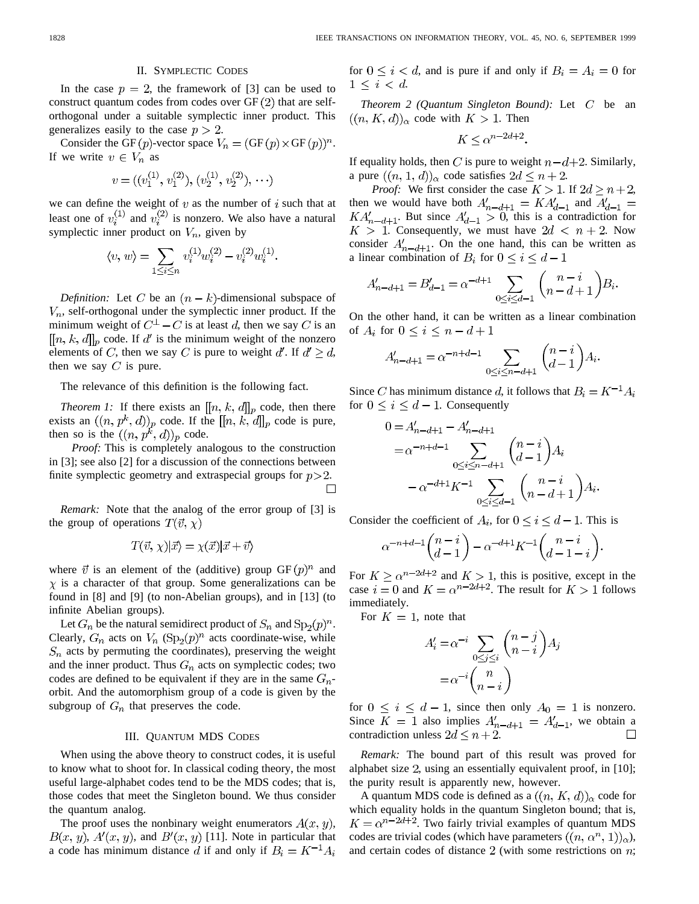## II. Symplectic Codes

In the case $p = 2$, the framework of [3] can be used to construct quantum codes from codes over GF (2) that are self-orthogonal under a suitable symplectic inner product. This generalizes easily to the case $p > 2$.

Consider the GF $(p)$-vector space $V_n = (\mathrm{GF}(p) \times \mathrm{GF}(p))^n$. If we write $v \in V_n$ as

$$v = ((v_1^{(1)}, v_1^{(2)}), (v_2^{(1)}, v_2^{(2)}), \cdots)$$

we can define the weight of $v$ as the number of $i$ such that at least one of $v_i^{(1)}$ and $v_i^{(2)}$ is nonzero. We also have a natural symplectic inner product on $V_n$, given by

$$\langle v, w \rangle = \sum_{1 \le i \le n} v_i^{(1)} w_i^{(2)} - v_i^{(2)} w_i^{(1)}.$$

*Definition:* Let $C$ be an $(n-k)$-dimensional subspace of $V_n$, self-orthogonal under the symplectic inner product. If the minimum weight of $C^{\perp} - C$ is at least $d$, then we say $C$ is an $[[n, k, d]]_p$ code. If $d'$ is the minimum weight of the nonzero elements of $C$, then we say $C$ is pure to weight $d'$. If $d' \ge d$, then we say $C$ is pure.

The relevance of this definition is the following fact.

*Theorem 1:* If there exists an $[[n, k, d]]_p$ code, then there exists an $((n, p^k, d))_p$ code. If the $[[n, k, d]]_p$ code is pure, then so is the $((n, p^k, d))_p$ code.

*Proof:* This is completely analogous to the construction in [3]; see also [2] for a discussion of the connections between finite symplectic geometry and extraspecial groups for $p > 2$. □

*Remark:* Note that the analog of the error group of [3] is the group of operations $T(\vec{v}, \chi)$

$$T(\vec{v}, \chi)|\vec{x}\rangle = \chi(\vec{x})|\vec{x} + \vec{v}\rangle$$

where $\vec{v}$ is an element of the (additive) group GF $(p)^n$ and $\chi$ is a character of that group. Some generalizations can be found in [8] and [9] (to non-Abelian groups), and in [13] (to infinite Abelian groups).

Let $G_n$ be the natural semidirect product of $S_n$ and $\mathrm{Sp}_2(p)^n$. Clearly, $G_n$ acts on $V_n$ ($\mathrm{Sp}_2(p)^n$ acts coordinate-wise, while $S_n$ acts by permuting the coordinates), preserving the weight and the inner product. Thus $G_n$ acts on symplectic codes; two codes are defined to be equivalent if they are in the same $G_n$-orbit. And the automorphism group of a code is given by the subgroup of $G_n$ that preserves the code.

## III. Quantum MDS Codes

When using the above theory to construct codes, it is useful to know what to shoot for. In classical coding theory, the most useful large-alphabet codes tend to be the MDS codes; that is, those codes that meet the Singleton bound. We thus consider the quantum analog.

The proof uses the nonbinary weight enumerators $A(x, y)$, $B(x, y)$, $A'(x, y)$, and $B'(x, y)$ [11]. Note in particular that a code has minimum distance $d$ if and only if $B_i = K^{-1} A_i$ for $0 \le i < d$, and is pure if and only if $B_i = A_i = 0$ for $1 \le i < d$.

*Theorem 2 (Quantum Singleton Bound):* Let $C$ be an $((n, K, d))_\alpha$ code with $K > 1$. Then

$$K \le \alpha^{n-2d+2}.$$

If equality holds, then $C$ is pure to weight $n-d+2$. Similarly, a pure $((n, 1, d))_\alpha$ code satisfies $2d \le n+2$.

*Proof:* We first consider the case $K > 1$. If $2d \ge n+2$, then we would have both $A'_{n-d+1} = K A'_{d-1}$ and $A'_{d-1} = K A'_{n-d+1}$. But since $A'_{d-1} > 0$, this is a contradiction for $K > 1$. Consequently, we must have $2d < n+2$. Now consider $A'_{n-d+1}$. On the one hand, this can be written as a linear combination of $B_i$ for $0 \le i \le d-1$

$$A'_{n-d+1} = B'_{d-1} = \alpha^{-d+1} \sum_{0 \le i \le d-1} \binom{n-i}{n-d+1} B_i.$$

On the other hand, it can be written as a linear combination of $A_i$ for $0 \le i \le n-d+1$

$$A'_{n-d+1} = \alpha^{-n+d-1} \sum_{0 \le i \le n-d+1} \binom{n-i}{d-1} A_i.$$

Since $C$ has minimum distance $d$, it follows that $B_i = K^{-1} A_i$ for $0 \le i \le d-1$. Consequently

$$\begin{aligned} 0 &= A'_{n-d+1} - A'_{n-d+1} \\ &= \alpha^{-n+d-1} \sum_{0 \le i \le n-d+1} \binom{n-i}{d-1} A_i \\ &\quad - \alpha^{-d+1} K^{-1} \sum_{0 \le i \le d-1} \binom{n-i}{n-d+1} A_i. \end{aligned}$$

Consider the coefficient of $A_i$, for $0 \le i \le d-1$. This is

$$\alpha^{-n+d-1} \binom{n-i}{d-1} - \alpha^{-d+1} K^{-1} \binom{n-i}{d-1-i}.$$

For $K \ge \alpha^{n-2d+2}$ and $K > 1$, this is positive, except in the case $i = 0$ and $K = \alpha^{n-2d+2}$. The result for $K > 1$ follows immediately.

For $K = 1$, note that

$$\begin{aligned} A'_i &= \alpha^{-i} \sum_{0 \le j \le i} \binom{n-j}{n-i} A_j \\ &= \alpha^{-i} \binom{n}{n-i} \end{aligned}$$

for $0 \le i \le d-1$, since then only $A_0 = 1$ is nonzero. Since $K = 1$ also implies $A'_{n-d+1} = A'_{d-1}$, we obtain a contradiction unless $2d \le n+2$. □

*Remark:* The bound part of this result was proved for alphabet size 2, using an essentially equivalent proof, in [10]; the purity result is apparently new, however.

A quantum MDS code is defined as a $((n, K, d))_\alpha$ code for which equality holds in the quantum Singleton bound; that is, $K = \alpha^{n-2d+2}$. Two fairly trivial examples of quantum MDS codes are trivial codes (which have parameters $((n, \alpha^n, 1))_\alpha$), and certain codes of distance 2 (with some restrictions on $n$;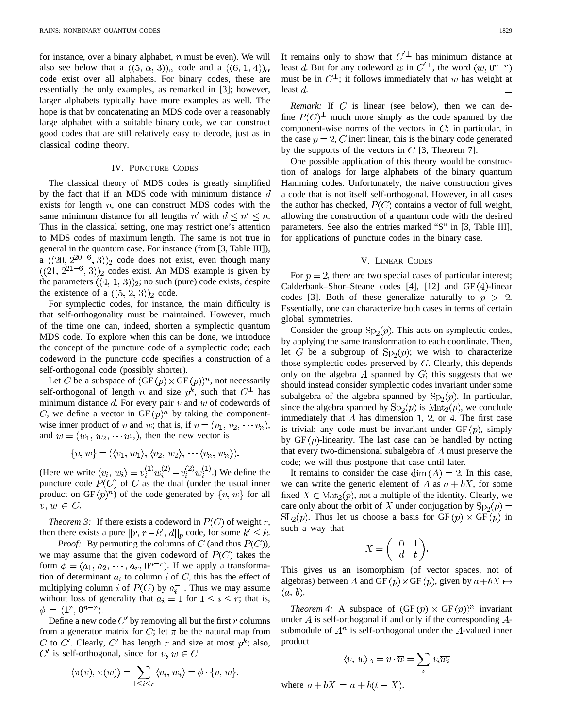for instance, over a binary alphabet, $n$ must be even). We will also see below that a $((5, \alpha, 3))_\alpha$ code and a $((6, 1, 4))_\alpha$ code exist over all alphabets. For binary codes, these are essentially the only examples, as remarked in [3]; however, larger alphabets typically have more examples as well. The hope is that by concatenating an MDS code over a reasonably large alphabet with a suitable binary code, we can construct good codes that are still relatively easy to decode, just as in classical coding theory.

## IV. Puncture Codes

The classical theory of MDS codes is greatly simplified by the fact that if an MDS code with minimum distance $d$ exists for length $n$, one can construct MDS codes with the same minimum distance for all lengths $n'$ with $d \leq n' \leq n$. Thus in the classical setting, one may restrict one's attention to MDS codes of maximum length. The same is not true in general in the quantum case. For instance (from [3, Table III]), a $((20, 2^{20-6}, 3))_2$ code does not exist, even though many $((21, 2^{21-6}, 3))_2$ codes exist. An MDS example is given by the parameters $((4, 1, 3))_2$; no such (pure) code exists, despite the existence of a $((5, 2, 3))_2$ code.

For symplectic codes, for instance, the main difficulty is that self-orthogonality must be maintained. However, much of the time one can, indeed, shorten a symplectic quantum MDS code. To explore when this can be done, we introduce the concept of the puncture code of a symplectic code; each codeword in the puncture code specifies a construction of a self-orthogonal code (possibly shorter).

Let $C$ be a subspace of $(\mathrm{GF}(p) \times \mathrm{GF}(p))^n$, not necessarily self-orthogonal of length $n$ and size $p^k$, such that $C^\perp$ has minimum distance $d$. For every pair $v$ and $w$ of codewords of $C$, we define a vector in $\mathrm{GF}(p)^n$ by taking the component-wise inner product of $v$ and $w$; that is, if $v = (v_1, v_2, \cdots v_n)$, and $w = (w_1, w_2, \cdots w_n)$, then the new vector is

$$\{v, w\} = (\langle v_1, w_1\rangle, \langle v_2, w_2\rangle, \cdots \langle v_n, w_n\rangle).$$

(Here we write $\langle v_i, w_i\rangle = v_i^{(1)} w_i^{(2)} - v_i^{(2)} w_i^{(1)}$.) We define the puncture code $P(C)$ of $C$ as the dual (under the usual inner product on $\mathrm{GF}(p)^n$) of the code generated by $\{v, w\}$ for all $v, w \in C$.

*Theorem 3:* If there exists a codeword in $P(C)$ of weight $r$, then there exists a pure $[[r, r-k', d]]_p$ code, for some $k' \leq k$.

*Proof:* By permuting the columns of $C$ (and thus $P(C)$), we may assume that the given codeword of $P(C)$ takes the form $\phi = (a_1, a_2, \cdots, a_r, 0^{n-r})$. If we apply a transformation of determinant $a_i$ to column $i$ of $C$, this has the effect of multiplying column $i$ of $P(C)$ by $a_i^{-1}$. Thus we may assume without loss of generality that $a_i = 1$ for $1 \leq i \leq r$; that is, $\phi = (1^r, 0^{n-r})$.

Define a new code $C'$ by removing all but the first $r$ columns from a generator matrix for $C$; let $\pi$ be the natural map from $C$ to $C'$. Clearly, $C'$ has length $r$ and size at most $p^k$; also, $C'$ is self-orthogonal, since for $v, w \in C$

$$\langle \pi(v), \pi(w)\rangle = \sum_{1 \leq i \leq r} \langle v_i, w_i\rangle = \phi \cdot \{v, w\}.$$

It remains only to show that $C'^\perp$ has minimum distance at least $d$. But for any codeword $w$ in $C'^\perp$, the word $(w, 0^{n-r})$ must be in $C^\perp$; it follows immediately that $w$ has weight at least $d$. □

*Remark:* If $C$ is linear (see below), then we can define $P(C)^\perp$ much more simply as the code spanned by the component-wise norms of the vectors in $C$; in particular, in the case $p = 2$, $C$ inert linear, this is the binary code generated by the supports of the vectors in $C$ [3, Theorem 7].

One possible application of this theory would be construction of analogs for large alphabets of the binary quantum Hamming codes. Unfortunately, the naive construction gives a code that is not itself self-orthogonal. However, in all cases the author has checked, $P(C)$ contains a vector of full weight, allowing the construction of a quantum code with the desired parameters. See also the entries marked "S" in [3, Table III], for applications of puncture codes in the binary case.

## V. Linear Codes

For $p = 2$, there are two special cases of particular interest; Calderbank–Shor–Steane codes [4], [12] and $\mathrm{GF}(4)$-linear codes [3]. Both of these generalize naturally to $p > 2$. Essentially, one can characterize both cases in terms of certain global symmetries.

Consider the group $\mathrm{Sp}_2(p)$. This acts on symplectic codes, by applying the same transformation to each coordinate. Then, let $G$ be a subgroup of $\mathrm{Sp}_2(p)$; we wish to characterize those symplectic codes preserved by $G$. Clearly, this depends only on the algebra $A$ spanned by $G$; this suggests that we should instead consider symplectic codes invariant under some subalgebra of the algebra spanned by $\mathrm{Sp}_2(p)$. In particular, since the algebra spanned by $\mathrm{Sp}_2(p)$ is $\mathrm{Mat}_2(p)$, we conclude immediately that $A$ has dimension 1, 2, or 4. The first case is trivial: any code must be invariant under $\mathrm{GF}(p)$, simply by $\mathrm{GF}(p)$-linearity. The last case can be handled by noting that every two-dimensional subalgebra of $A$ must preserve the code; we will thus postpone that case until later.

It remains to consider the case $\dim(A) = 2$. In this case, we can write the generic element of $A$ as $a + bX$, for some fixed $X \in \mathrm{Mat}_2(p)$, not a multiple of the identity. Clearly, we care only about the orbit of $X$ under conjugation by $\mathrm{Sp}_2(p) = \mathrm{SL}_2(p)$. Thus let us choose a basis for $\mathrm{GF}(p) \times \mathrm{GF}(p)$ in such a way that

$$X = \begin{pmatrix} 0 & 1 \\ -d & t \end{pmatrix}.$$

This gives us an isomorphism (of vector spaces, not of algebras) between $A$ and $\mathrm{GF}(p) \times \mathrm{GF}(p)$, given by $a + bX \mapsto (a, b)$.

*Theorem 4:* A subspace of $(\mathrm{GF}(p) \times \mathrm{GF}(p))^n$ invariant under $A$ is self-orthogonal if and only if the corresponding $A$-submodule of $A^n$ is self-orthogonal under the $A$-valued inner product

$$\langle v, w\rangle_A = v \cdot \overline{w} = \sum_i v_i \overline{w_i}$$

where $\overline{a + bX} = a + b(t - X)$.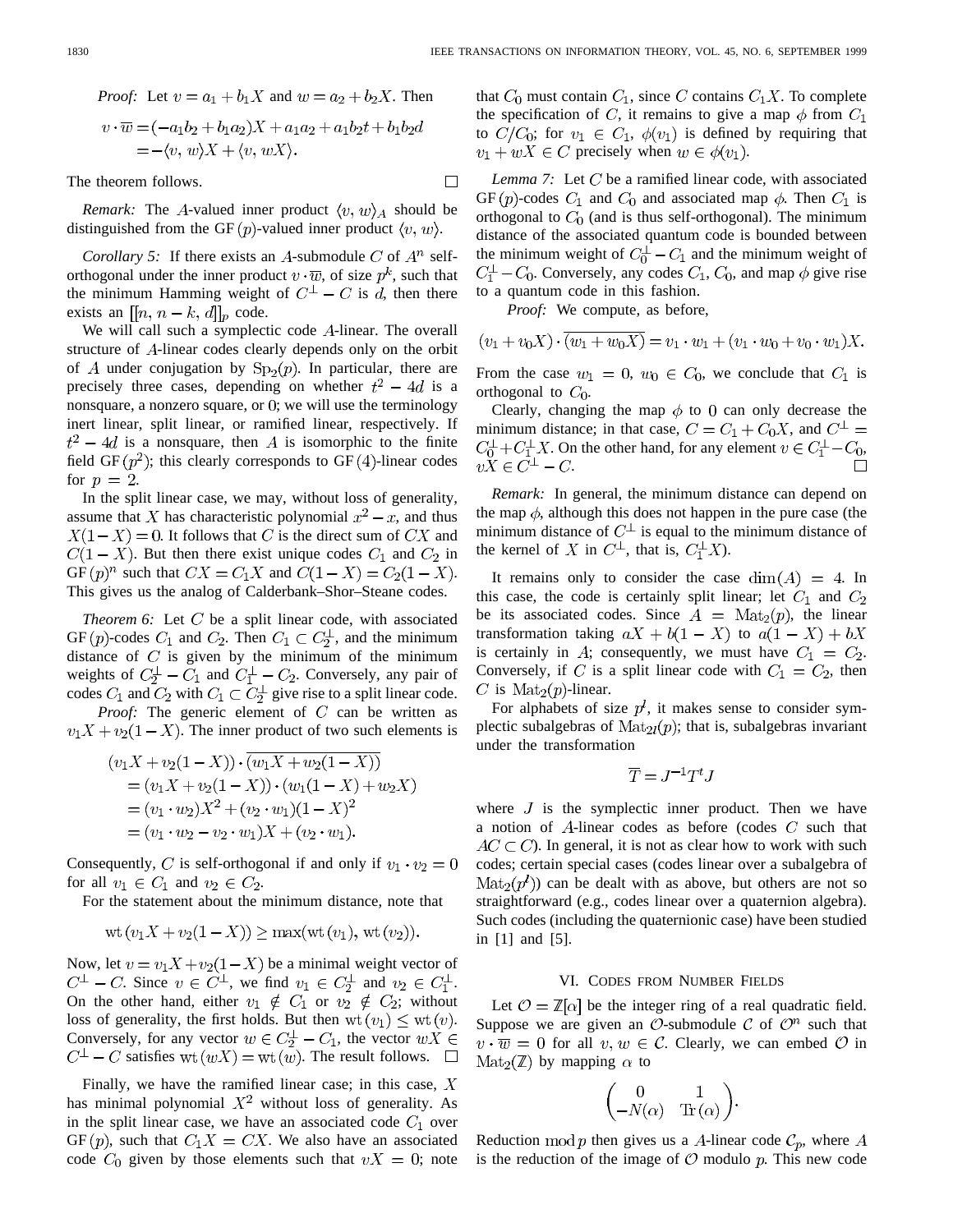*Proof:* Let $v = a_1 + b_1 X$ and $w = a_2 + b_2 X$. Then

$$
\begin{aligned}
v \cdot \overline{w} &= (-a_1 b_2 + b_1 a_2)X + a_1 a_2 + a_1 b_2 t + b_1 b_2 d \\
&= -\langle v, w \rangle X + \langle v, wX \rangle.
\end{aligned}
$$

The theorem follows. □

*Remark:* The $A$-valued inner product $\langle v, w \rangle_A$ should be distinguished from the GF$(p)$-valued inner product $\langle v, w \rangle$.

*Corollary 5:* If there exists an $A$-submodule $C$ of $A^n$ self-orthogonal under the inner product $v \cdot \overline{w}$, of size $p^k$, such that the minimum Hamming weight of $C^\perp - C$ is $d$, then there exists an $[[n, n-k, d]]_p$ code.

We will call such a symplectic code $A$-linear. The overall structure of $A$-linear codes clearly depends only on the orbit of $A$ under conjugation by $\mathrm{Sp}_2(p)$. In particular, there are precisely three cases, depending on whether $t^2 - 4d$ is a nonsquare, a nonzero square, or 0; we will use the terminology inert linear, split linear, or ramified linear, respectively. If $t^2 - 4d$ is a nonsquare, then $A$ is isomorphic to the finite field GF$(p^2)$; this clearly corresponds to GF$(4)$-linear codes for $p = 2$.

In the split linear case, we may, without loss of generality, assume that $X$ has characteristic polynomial $x^2 - x$, and thus $X(1 - X) = 0$. It follows that $C$ is the direct sum of $CX$ and $C(1 - X)$. But then there exist unique codes $C_1$ and $C_2$ in GF$(p)^n$ such that $CX = C_1 X$ and $C(1 - X) = C_2(1 - X)$. This gives us the analog of Calderbank–Shor–Steane codes.

*Theorem 6:* Let $C$ be a split linear code, with associated GF$(p)$-codes $C_1$ and $C_2$. Then $C_1 \subset C_2^\perp$, and the minimum distance of $C$ is given by the minimum of the minimum weights of $C_2^\perp - C_1$ and $C_1^\perp - C_2$. Conversely, any pair of codes $C_1$ and $C_2$ with $C_1 \subset C_2^\perp$ give rise to a split linear code.

*Proof:* The generic element of $C$ can be written as $v_1 X + v_2(1 - X)$. The inner product of two such elements is

$$
\begin{aligned}
&(v_1 X + v_2(1 - X)) \cdot \overline{(w_1 X + w_2(1 - X))} \\
&= (v_1 X + v_2(1 - X)) \cdot (w_1(1 - X) + w_2 X) \\
&= (v_1 \cdot w_2) X^2 + (v_2 \cdot w_1)(1 - X)^2 \\
&= (v_1 \cdot w_2 - v_2 \cdot w_1)X + (v_2 \cdot w_1).
\end{aligned}
$$

Consequently, $C$ is self-orthogonal if and only if $v_1 \cdot v_2 = 0$ for all $v_1 \in C_1$ and $v_2 \in C_2$.

For the statement about the minimum distance, note that

$$
\mathrm{wt}\,(v_1 X + v_2(1 - X)) \geq \max(\mathrm{wt}\,(v_1), \mathrm{wt}\,(v_2)).
$$

Now, let $v = v_1 X + v_2(1 - X)$ be a minimal weight vector of $C^\perp - C$. Since $v \in C^\perp$, we find $v_1 \in C_2^\perp$ and $v_2 \in C_1^\perp$. On the other hand, either $v_1 \notin C_1$ or $v_2 \notin C_2$; without loss of generality, the first holds. But then $\mathrm{wt}\,(v_1) \leq \mathrm{wt}\,(v)$. Conversely, for any vector $w \in C_2^\perp - C_1$, the vector $wX \in C^\perp - C$ satisfies $\mathrm{wt}\,(wX) = \mathrm{wt}\,(w)$. The result follows. □

Finally, we have the ramified linear case; in this case, $X$ has minimal polynomial $X^2$ without loss of generality. As in the split linear case, we have an associated code $C_1$ over GF$(p)$, such that $C_1 X = CX$. We also have an associated code $C_0$ given by those elements such that $vX = 0$; note that $C_0$ must contain $C_1$, since $C$ contains $C_1 X$. To complete the specification of $C$, it remains to give a map $\phi$ from $C_1$ to $C/C_0$; for $v_1 \in C_1$, $\phi(v_1)$ is defined by requiring that $v_1 + wX \in C$ precisely when $w \in \phi(v_1)$.

*Lemma 7:* Let $C$ be a ramified linear code, with associated GF$(p)$-codes $C_1$ and $C_0$ and associated map $\phi$. Then $C_1$ is orthogonal to $C_0$ (and is thus self-orthogonal). The minimum distance of the associated quantum code is bounded between the minimum weight of $C_0^\perp - C_1$ and the minimum weight of $C_1^\perp - C_0$. Conversely, any codes $C_1$, $C_0$, and map $\phi$ give rise to a quantum code in this fashion.

*Proof:* We compute, as before,

$$
(v_1 + v_0 X) \cdot \overline{(w_1 + w_0 X)} = v_1 \cdot w_1 + (v_1 \cdot w_0 + v_0 \cdot w_1)X.
$$

From the case $w_1 = 0$, $w_0 \in C_0$, we conclude that $C_1$ is orthogonal to $C_0$.

Clearly, changing the map $\phi$ to 0 can only decrease the minimum distance; in that case, $C = C_1 + C_0 X$, and $C^\perp = C_0^\perp + C_1^\perp X$. On the other hand, for any element $v \in C_1^\perp - C_0$, $vX \in C^\perp - C$. □

*Remark:* In general, the minimum distance can depend on the map $\phi$, although this does not happen in the pure case (the minimum distance of $C^\perp$ is equal to the minimum distance of the kernel of $X$ in $C^\perp$, that is, $C_1^\perp X$).

It remains only to consider the case $\dim(A) = 4$. In this case, the code is certainly split linear; let $C_1$ and $C_2$ be its associated codes. Since $A = \mathrm{Mat}_2(p)$, the linear transformation taking $aX + b(1 - X)$ to $a(1 - X) + bX$ is certainly in $A$; consequently, we must have $C_1 = C_2$. Conversely, if $C$ is a split linear code with $C_1 = C_2$, then $C$ is $\mathrm{Mat}_2(p)$-linear.

For alphabets of size $p^l$, it makes sense to consider symplectic subalgebras of $\mathrm{Mat}_{2l}(p)$; that is, subalgebras invariant under the transformation

$$
\overline{T} = J^{-1} T^t J
$$

where $J$ is the symplectic inner product. Then we have a notion of $A$-linear codes as before (codes $C$ such that $AC \subset C$). In general, it is not as clear how to work with such codes; certain special cases (codes linear over a subalgebra of $\mathrm{Mat}_2(p^l)$) can be dealt with as above, but others are not so straightforward (e.g., codes linear over a quaternion algebra). Such codes (including the quaternionic case) have been studied in [1] and [5].

## VI. Codes from Number Fields

Let $\mathcal{O} = \mathbb{Z}[\alpha]$ be the integer ring of a real quadratic field. Suppose we are given an $\mathcal{O}$-submodule $\mathcal{C}$ of $\mathcal{O}^n$ such that $v \cdot \overline{w} = 0$ for all $v, w \in \mathcal{C}$. Clearly, we can embed $\mathcal{O}$ in $\mathrm{Mat}_2(\mathbb{Z})$ by mapping $\alpha$ to

$$
\begin{pmatrix} 0 & 1 \\ -N(\alpha) & \mathrm{Tr}\,(\alpha) \end{pmatrix}.
$$

Reduction mod $p$ then gives us a $A$-linear code $\mathcal{C}_p$, where $A$ is the reduction of the image of $\mathcal{O}$ modulo $p$. This new code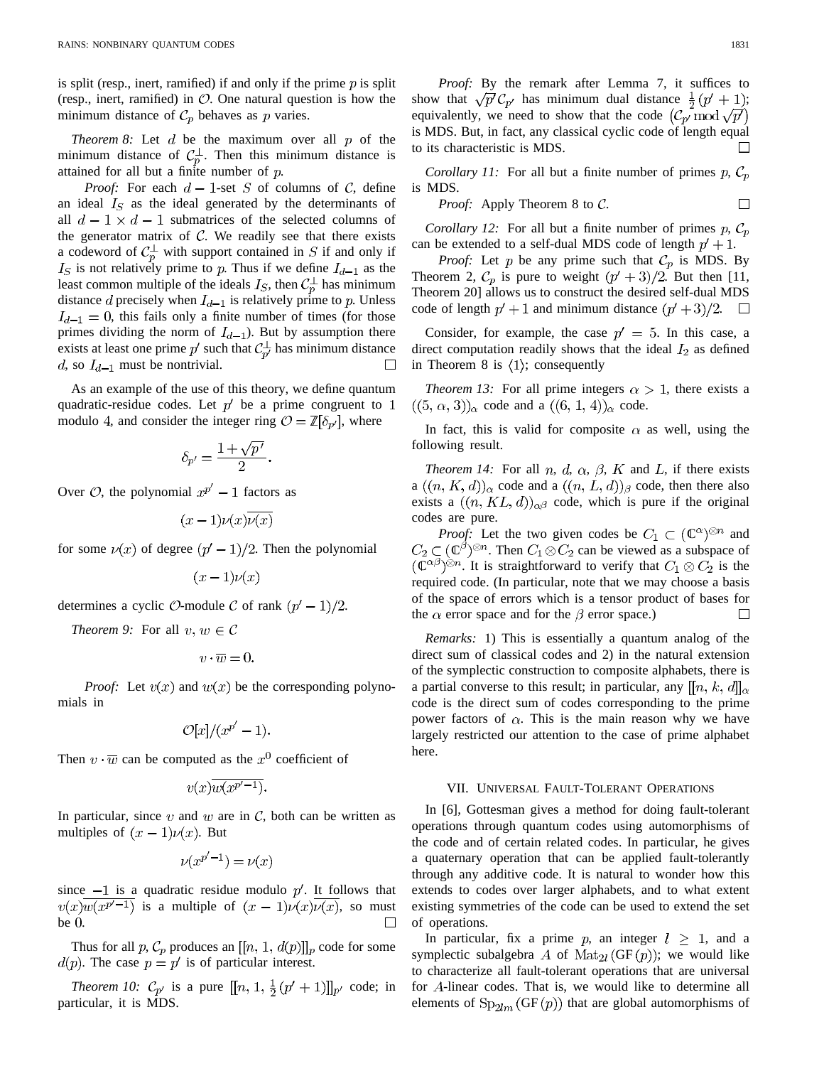is split (resp., inert, ramified) if and only if the prime $p$ is split (resp., inert, ramified) in $\mathcal{O}$. One natural question is how the minimum distance of $\mathcal{C}_p$ behaves as $p$ varies.

*Theorem 8:* Let $d$ be the maximum over all $p$ of the minimum distance of $\mathcal{C}_p^\perp$. Then this minimum distance is attained for all but a finite number of $p$.

*Proof:* For each $d-1$-set $S$ of columns of $\mathcal{C}$, define an ideal $I_S$ as the ideal generated by the determinants of all $d-1 \times d-1$ submatrices of the selected columns of the generator matrix of $\mathcal{C}$. We readily see that there exists a codeword of $\mathcal{C}_p^\perp$ with support contained in $S$ if and only if $I_S$ is not relatively prime to $p$. Thus if we define $I_{d-1}$ as the least common multiple of the ideals $I_S$, then $\mathcal{C}_p^\perp$ has minimum distance $d$ precisely when $I_{d-1}$ is relatively prime to $p$. Unless $I_{d-1} = 0$, this fails only a finite number of times (for those primes dividing the norm of $I_{d-1}$). But by assumption there exists at least one prime $p'$ such that $\mathcal{C}_{p'}^\perp$ has minimum distance $d$, so $I_{d-1}$ must be nontrivial. $\square$

As an example of the use of this theory, we define quantum quadratic-residue codes. Let $p'$ be a prime congruent to 1 modulo 4, and consider the integer ring $\mathcal{O} = \mathbb{Z}[\delta_{p'}]$, where

$$\delta_{p'} = \frac{1+\sqrt{p'}}{2}.$$

Over $\mathcal{O}$, the polynomial $x^{p'} - 1$ factors as

$$(x-1)\nu(x)\overline{\nu(x)}$$

for some $\nu(x)$ of degree $(p'-1)/2$. Then the polynomial

$$(x-1)\nu(x)$$

determines a cyclic $\mathcal{O}$-module $\mathcal{C}$ of rank $(p'-1)/2$.

*Theorem 9:* For all $v, w \in \mathcal{C}$

$$v \cdot \overline{w} = 0.$$

*Proof:* Let $v(x)$ and $w(x)$ be the corresponding polynomials in

$$\mathcal{O}[x]/(x^{p'} - 1).$$

Then $v \cdot \overline{w}$ can be computed as the $x^0$ coefficient of

$$v(x)\overline{w(x^{p'-1})}.$$

In particular, since $v$ and $w$ are in $\mathcal{C}$, both can be written as multiples of $(x-1)\nu(x)$. But

$$\nu(x^{p'-1}) = \nu(x)$$

since $-1$ is a quadratic residue modulo $p'$. It follows that $v(x)\overline{w(x^{p'-1})}$ is a multiple of $(x-1)\nu(x)\overline{\nu(x)}$, so must be 0. $\square$

Thus for all $p$, $\mathcal{C}_p$ produces an $[[n, 1, d(p)]]_p$ code for some $d(p)$. The case $p = p'$ is of particular interest.

*Theorem 10:* $\mathcal{C}_{p'}$ is a pure $[[n, 1, \frac{1}{2}(p'+1)]]_{p'}$ code; in particular, it is MDS.

*Proof:* By the remark after Lemma 7, it suffices to show that $\sqrt{p'}\mathcal{C}_{p'}$ has minimum dual distance $\frac{1}{2}(p'+1)$; equivalently, we need to show that the code $(\mathcal{C}_{p'} \bmod \sqrt{p'})$ is MDS. But, in fact, any classical cyclic code of length equal to its characteristic is MDS. $\square$

*Corollary 11:* For all but a finite number of primes $p$, $\mathcal{C}_p$ is MDS.

*Proof:* Apply Theorem 8 to $\mathcal{C}$. $\square$

*Corollary 12:* For all but a finite number of primes $p$, $\mathcal{C}_p$ can be extended to a self-dual MDS code of length $p'+1$.

*Proof:* Let $p$ be any prime such that $\mathcal{C}_p$ is MDS. By Theorem 2, $\mathcal{C}_p$ is pure to weight $(p'+3)/2$. But then [11, Theorem 20] allows us to construct the desired self-dual MDS code of length $p'+1$ and minimum distance $(p'+3)/2$. $\square$

Consider, for example, the case $p' = 5$. In this case, a direct computation readily shows that the ideal $I_2$ as defined in Theorem 8 is $\langle 1 \rangle$; consequently

*Theorem 13:* For all prime integers $\alpha > 1$, there exists a $((5, \alpha, 3))_\alpha$ code and a $((6, 1, 4))_\alpha$ code.

In fact, this is valid for composite $\alpha$ as well, using the following result.

*Theorem 14:* For all $n$, $d$, $\alpha$, $\beta$, $K$ and $L$, if there exists a $((n, K, d))_\alpha$ code and a $((n, L, d))_\beta$ code, then there also exists a $((n, KL, d))_{\alpha\beta}$ code, which is pure if the original codes are pure.

*Proof:* Let the two given codes be $C_1 \subset (\mathbb{C}^\alpha)^{\otimes n}$ and $C_2 \subset (\mathbb{C}^\beta)^{\otimes n}$. Then $C_1 \otimes C_2$ can be viewed as a subspace of $(\mathbb{C}^{\alpha\beta})^{\otimes n}$. It is straightforward to verify that $C_1 \otimes C_2$ is the required code. (In particular, note that we may choose a basis of the space of errors which is a tensor product of bases for the $\alpha$ error space and for the $\beta$ error space.) $\square$

*Remarks:* 1) This is essentially a quantum analog of the direct sum of classical codes and 2) in the natural extension of the symplectic construction to composite alphabets, there is a partial converse to this result; in particular, any $[[n, k, d]]_\alpha$ code is the direct sum of codes corresponding to the prime power factors of $\alpha$. This is the main reason why we have largely restricted our attention to the case of prime alphabet here.

## VII. Universal Fault-Tolerant Operations

In [6], Gottesman gives a method for doing fault-tolerant operations through quantum codes using automorphisms of the code and of certain related codes. In particular, he gives a quaternary operation that can be applied fault-tolerantly through any additive code. It is natural to wonder how this extends to codes over larger alphabets, and to what extent existing symmetries of the code can be used to extend the set of operations.

In particular, fix a prime $p$, an integer $l \geq 1$, and a symplectic subalgebra $A$ of $\mathrm{Mat}_{2l}(\mathrm{GF}(p))$; we would like to characterize all fault-tolerant operations that are universal for $A$-linear codes. That is, we would like to determine all elements of $\mathrm{Sp}_{2lm}(\mathrm{GF}(p))$ that are global automorphisms of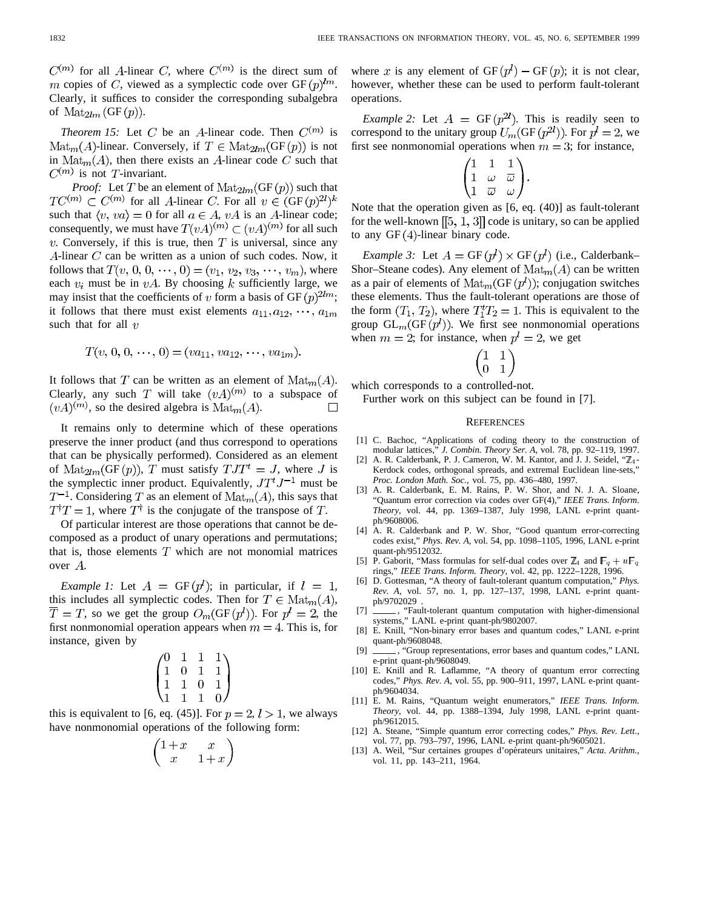$C^{(m)}$ for all $A$-linear $C$, where $C^{(m)}$ is the direct sum of $m$ copies of $C$, viewed as a symplectic code over $\mathrm{GF}(p)^{lm}$. Clearly, it suffices to consider the corresponding subalgebra of $\mathrm{Mat}_{2lm}(\mathrm{GF}(p))$.

*Theorem 15:* Let $C$ be an $A$-linear code. Then $C^{(m)}$ is $\mathrm{Mat}_m(A)$-linear. Conversely, if $T \in \mathrm{Mat}_{2lm}(\mathrm{GF}(p))$ is not in $\mathrm{Mat}_m(A)$, then there exists an $A$-linear code $C$ such that $C^{(m)}$ is not $T$-invariant.

*Proof:* Let $T$ be an element of $\mathrm{Mat}_{2lm}(\mathrm{GF}(p))$ such that $TC^{(m)} \subset C^{(m)}$ for all $A$-linear $C$. For all $v \in (\mathrm{GF}(p)^{2l})^k$ such that $\langle v, va \rangle = 0$ for all $a \in A$, $vA$ is an $A$-linear code; consequently, we must have $T(vA)^{(m)} \subset (vA)^{(m)}$ for all such $v$. Conversely, if this is true, then $T$ is universal, since any $A$-linear $C$ can be written as a union of such codes. Now, it follows that $T(v, 0, 0, \cdots, 0) = (v_1, v_2, v_3, \cdots, v_m)$, where each $v_i$ must be in $vA$. By choosing $k$ sufficiently large, we may insist that the coefficients of $v$ form a basis of $\mathrm{GF}(p)^{2lm}$; it follows that there must exist elements $a_{11}, a_{12}, \cdots, a_{1m}$ such that for all $v$

$$T(v, 0, 0, \cdots, 0) = (va_{11}, va_{12}, \cdots, va_{1m}).$$

It follows that $T$ can be written as an element of $\mathrm{Mat}_m(A)$. Clearly, any such $T$ will take $(vA)^{(m)}$ to a subspace of $(vA)^{(m)}$, so the desired algebra is $\mathrm{Mat}_m(A)$. □

It remains only to determine which of these operations preserve the inner product (and thus correspond to operations that can be physically performed). Considered as an element of $\mathrm{Mat}_{2lm}(\mathrm{GF}(p))$, $T$ must satisfy $TJT^t = J$, where $J$ is the symplectic inner product. Equivalently, $JT^tJ^{-1}$ must be $T^{-1}$. Considering $T$ as an element of $\mathrm{Mat}_m(A)$, this says that $T^\dagger T = 1$, where $T^\dagger$ is the conjugate of the transpose of $T$.

Of particular interest are those operations that cannot be decomposed as a product of unary operations and permutations; that is, those elements $T$ which are not monomial matrices over $A$.

*Example 1:* Let $A = \mathrm{GF}(p^l)$; in particular, if $l = 1$, this includes all symplectic codes. Then for $T \in \mathrm{Mat}_m(A)$, $\overline{T} = T$, so we get the group $O_m(\mathrm{GF}(p^l))$. For $p^l = 2$, the first nonmonomial operation appears when $m = 4$. This is, for instance, given by

$$\begin{pmatrix} 0 & 1 & 1 & 1 \\ 1 & 0 & 1 & 1 \\ 1 & 1 & 0 & 1 \\ 1 & 1 & 1 & 0 \end{pmatrix}$$

this is equivalent to [6, eq. (45)]. For $p = 2$, $l > 1$, we always have nonmonomial operations of the following form:

$$\begin{pmatrix} 1+x & x \\ x & 1+x \end{pmatrix}$$

where $x$ is any element of $\mathrm{GF}(p^l) - \mathrm{GF}(p)$; it is not clear, however, whether these can be used to perform fault-tolerant operations.

*Example 2:* Let $A = \mathrm{GF}(p^{2l})$. This is readily seen to correspond to the unitary group $U_m(\mathrm{GF}(p^{2l}))$. For $p^l = 2$, we first see nonmonomial operations when $m = 3$; for instance,

$$\begin{pmatrix} 1 & 1 & 1 \\ 1 & \omega & \overline{\omega} \\ 1 & \overline{\omega} & \omega \end{pmatrix}.$$

Note that the operation given as [6, eq. (40)] as fault-tolerant for the well-known $[[5, 1, 3]]$ code is unitary, so can be applied to any $\mathrm{GF}(4)$-linear binary code.

*Example 3:* Let $A = \mathrm{GF}(p^l) \times \mathrm{GF}(p^l)$ (i.e., Calderbank–Shor–Steane codes). Any element of $\mathrm{Mat}_m(A)$ can be written as a pair of elements of $\mathrm{Mat}_m(\mathrm{GF}(p^l))$; conjugation switches these elements. Thus the fault-tolerant operations are those of the form $(T_1, T_2)$, where $T_1^t T_2 = 1$. This is equivalent to the group $\mathrm{GL}_m(\mathrm{GF}(p^l))$. We first see nonmonomial operations when $m = 2$; for instance, when $p^l = 2$, we get

$$\begin{pmatrix} 1 & 1 \\ 0 & 1 \end{pmatrix}$$

which corresponds to a controlled-not.

Further work on this subject can be found in [7].

## References

[1] C. Bachoc, "Applications of coding theory to the construction of modular lattices," *J. Combin. Theory Ser. A*, vol. 78, pp. 92–119, 1997.

[2] A. R. Calderbank, P. J. Cameron, W. M. Kantor, and J. J. Seidel, "$\mathbb{Z}_4$-Kerdock codes, orthogonal spreads, and extremal Euclidean line-sets," *Proc. London Math. Soc.*, vol. 75, pp. 436–480, 1997.

[3] A. R. Calderbank, E. M. Rains, P. W. Shor, and N. J. A. Sloane, "Quantum error correction via codes over GF(4)," *IEEE Trans. Inform. Theory*, vol. 44, pp. 1369–1387, July 1998, LANL e-print quant-ph/9608006.

[4] A. R. Calderbank and P. W. Shor, "Good quantum error-correcting codes exist," *Phys. Rev. A*, vol. 54, pp. 1098–1105, 1996, LANL e-print quant-ph/9512032.

[5] P. Gaborit, "Mass formulas for self-dual codes over $\mathbb{Z}_4$ and $\mathbb{F}_q + u\mathbb{F}_q$ rings," *IEEE Trans. Inform. Theory*, vol. 42, pp. 1222–1228, 1996.

[6] D. Gottesman, "A theory of fault-tolerant quantum computation," *Phys. Rev. A*, vol. 57, no. 1, pp. 127–137, 1998, LANL e-print quant-ph/9702029 .

[7] ——, "Fault-tolerant quantum computation with higher-dimensional systems," LANL e-print quant-ph/9802007.

[8] E. Knill, "Non-binary error bases and quantum codes," LANL e-print quant-ph/9608048.

[9] ——, "Group representations, error bases and quantum codes," LANL e-print quant-ph/9608049.

[10] E. Knill and R. Laflamme, "A theory of quantum error correcting codes," *Phys. Rev. A*, vol. 55, pp. 900–911, 1997, LANL e-print quant-ph/9604034.

[11] E. M. Rains, "Quantum weight enumerators," *IEEE Trans. Inform. Theory*, vol. 44, pp. 1388–1394, July 1998, LANL e-print quant-ph/9612015.

[12] A. Steane, "Simple quantum error correcting codes," *Phys. Rev. Lett.*, vol. 77, pp. 793–797, 1996, LANL e-print quant-ph/9605021.

[13] A. Weil, "Sur certaines groupes d'opérateurs unitaires," *Acta. Arithm.*, vol. 11, pp. 143–211, 1964.